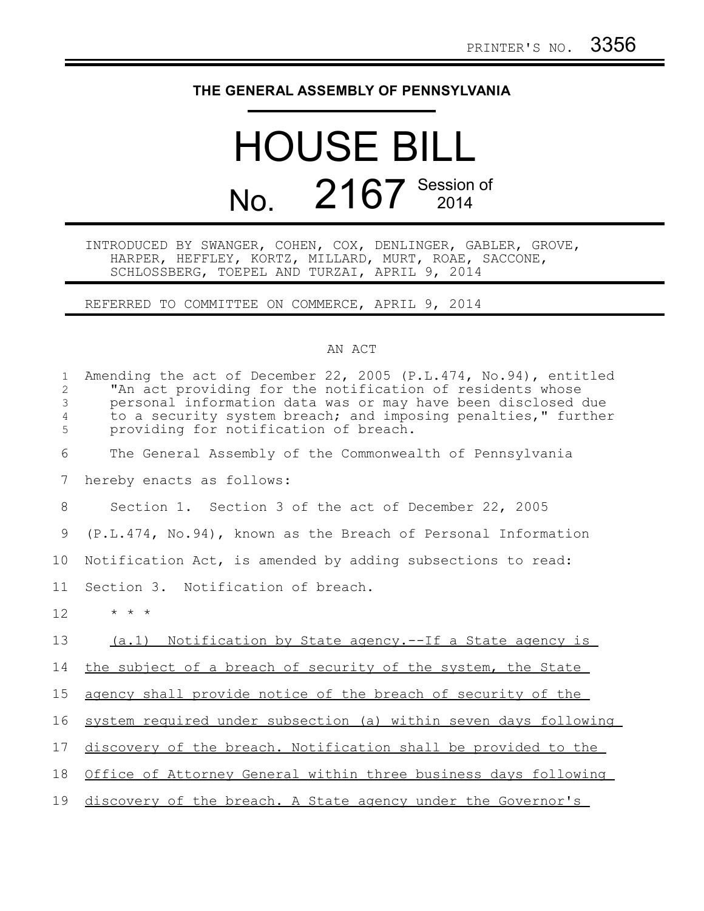PRINTER'S NO. 3356

**THE GENERAL ASSEMBLY OF PENNSYLVANIA**

# HOUSE BILL

## No. 2167 Session of 2014

INTRODUCED BY SWANGER, COHEN, COX, DENLINGER, GABLER, GROVE, HARPER, HEFFLEY, KORTZ, MILLARD, MURT, ROAE, SACCONE, SCHLOSSBERG, TOEPEL AND TURZAI, APRIL 9, 2014

REFERRED TO COMMITTEE ON COMMERCE, APRIL 9, 2014

AN ACT

Amending the act of December 22, 2005 (P.L.474, No.94), entitled "An act providing for the notification of residents whose personal information data was or may have been disclosed due to a security system breach; and imposing penalties," further providing for notification of breach.

The General Assembly of the Commonwealth of Pennsylvania hereby enacts as follows:

Section 1. Section 3 of the act of December 22, 2005 (P.L.474, No.94), known as the Breach of Personal Information Notification Act, is amended by adding subsections to read:

Section 3. Notification of breach.

* * *

(a.1) Notification by State agency.--If a State agency is the subject of a breach of security of the system, the State agency shall provide notice of the breach of security of the system required under subsection (a) within seven days following discovery of the breach. Notification shall be provided to the Office of Attorney General within three business days following discovery of the breach. A State agency under the Governor's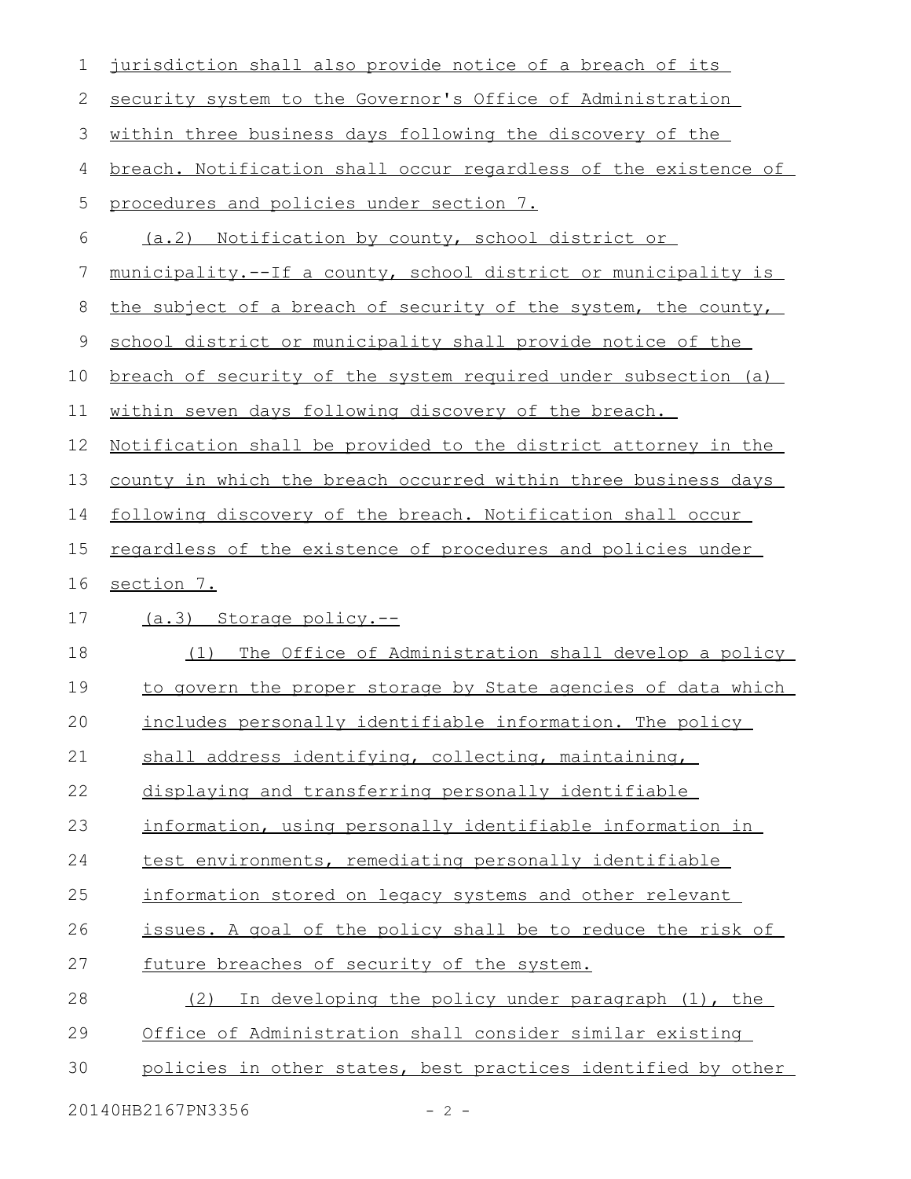jurisdiction shall also provide notice of a breach of its security system to the Governor's Office of Administration within three business days following the discovery of the breach. Notification shall occur regardless of the existence of procedures and policies under section 7.

(a.2) Notification by county, school district or municipality.--If a county, school district or municipality is the subject of a breach of security of the system, the county, school district or municipality shall provide notice of the breach of security of the system required under subsection (a) within seven days following discovery of the breach. Notification shall be provided to the district attorney in the county in which the breach occurred within three business days following discovery of the breach. Notification shall occur regardless of the existence of procedures and policies under section 7.

(a.3) Storage policy.--

(1) The Office of Administration shall develop a policy to govern the proper storage by State agencies of data which includes personally identifiable information. The policy shall address identifying, collecting, maintaining, displaying and transferring personally identifiable information, using personally identifiable information in test environments, remediating personally identifiable information stored on legacy systems and other relevant issues. A goal of the policy shall be to reduce the risk of future breaches of security of the system.

(2) In developing the policy under paragraph (1), the Office of Administration shall consider similar existing policies in other states, best practices identified by other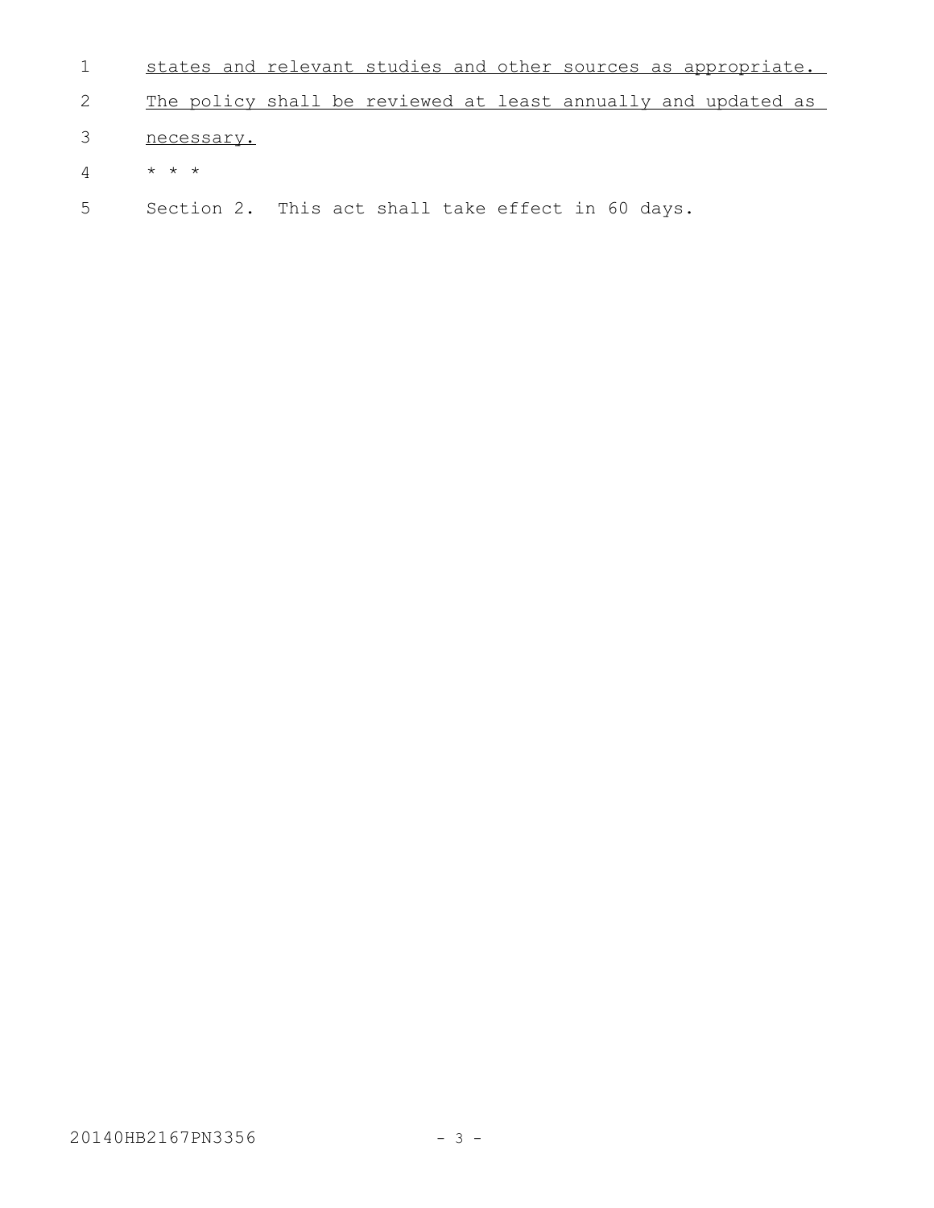states and relevant studies and other sources as appropriate. The policy shall be reviewed at least annually and updated as necessary.

* * *

Section 2. This act shall take effect in 60 days.